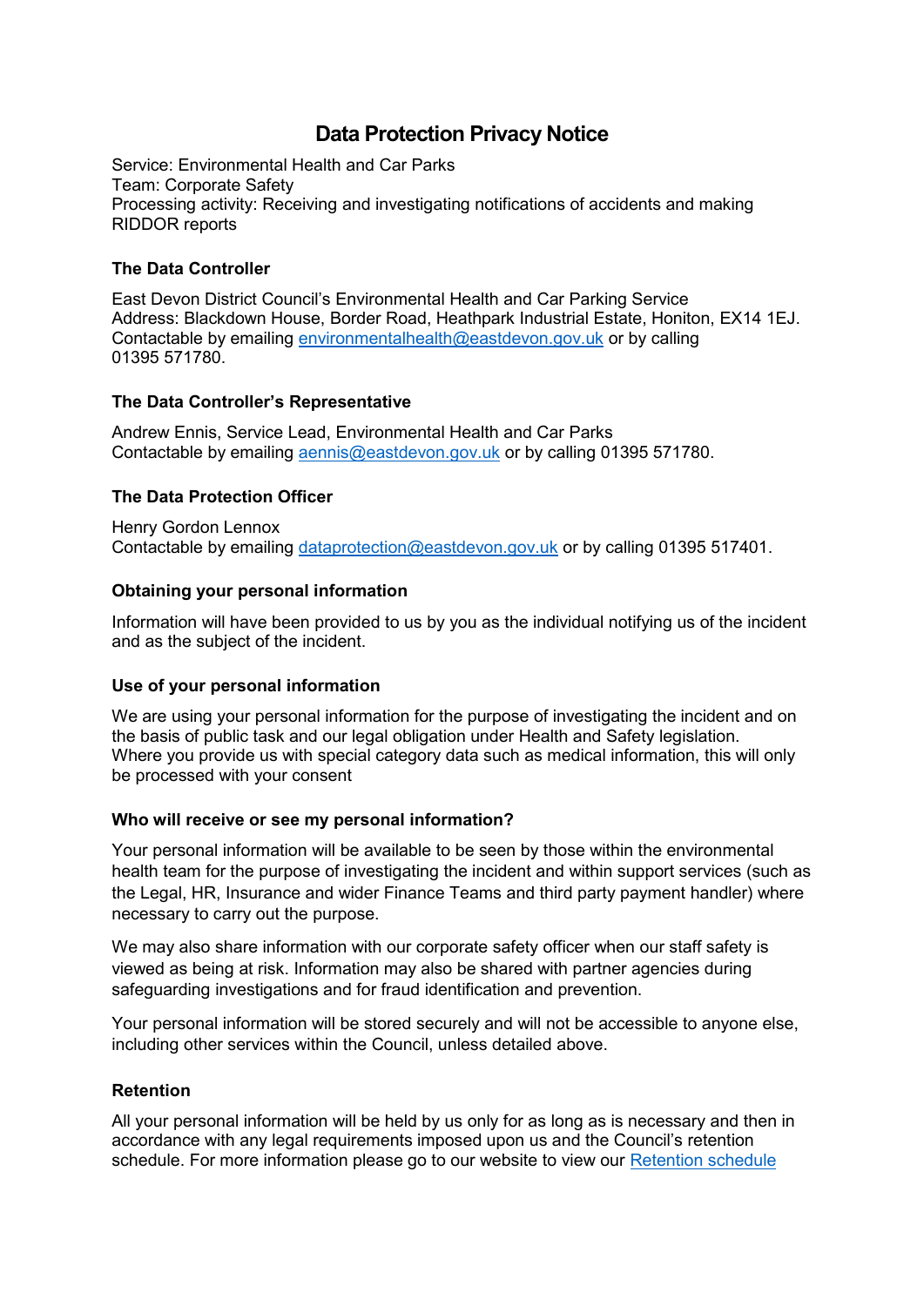# Data Protection Privacy Notice

Service: Environmental Health and Car Parks
Team: Corporate Safety
Processing activity: Receiving and investigating notifications of accidents and making RIDDOR reports

### The Data Controller

East Devon District Council's Environmental Health and Car Parking Service
Address: Blackdown House, Border Road, Heathpark Industrial Estate, Honiton, EX14 1EJ.
Contactable by emailing [environmentalhealth@eastdevon.gov.uk](mailto:environmentalhealth@eastdevon.gov.uk) or by calling 01395 571780.

### The Data Controller's Representative

Andrew Ennis, Service Lead, Environmental Health and Car Parks
Contactable by emailing [aennis@eastdevon.gov.uk](mailto:aennis@eastdevon.gov.uk) or by calling 01395 571780.

### The Data Protection Officer

Henry Gordon Lennox
Contactable by emailing [dataprotection@eastdevon.gov.uk](mailto:dataprotection@eastdevon.gov.uk) or by calling 01395 517401.

### Obtaining your personal information

Information will have been provided to us by you as the individual notifying us of the incident and as the subject of the incident.

### Use of your personal information

We are using your personal information for the purpose of investigating the incident and on the basis of public task and our legal obligation under Health and Safety legislation.
Where you provide us with special category data such as medical information, this will only be processed with your consent

### Who will receive or see my personal information?

Your personal information will be available to be seen by those within the environmental health team for the purpose of investigating the incident and within support services (such as the Legal, HR, Insurance and wider Finance Teams and third party payment handler) where necessary to carry out the purpose.

We may also share information with our corporate safety officer when our staff safety is viewed as being at risk. Information may also be shared with partner agencies during safeguarding investigations and for fraud identification and prevention.

Your personal information will be stored securely and will not be accessible to anyone else, including other services within the Council, unless detailed above.

### Retention

All your personal information will be held by us only for as long as is necessary and then in accordance with any legal requirements imposed upon us and the Council's retention schedule. For more information please go to our website to view our Retention schedule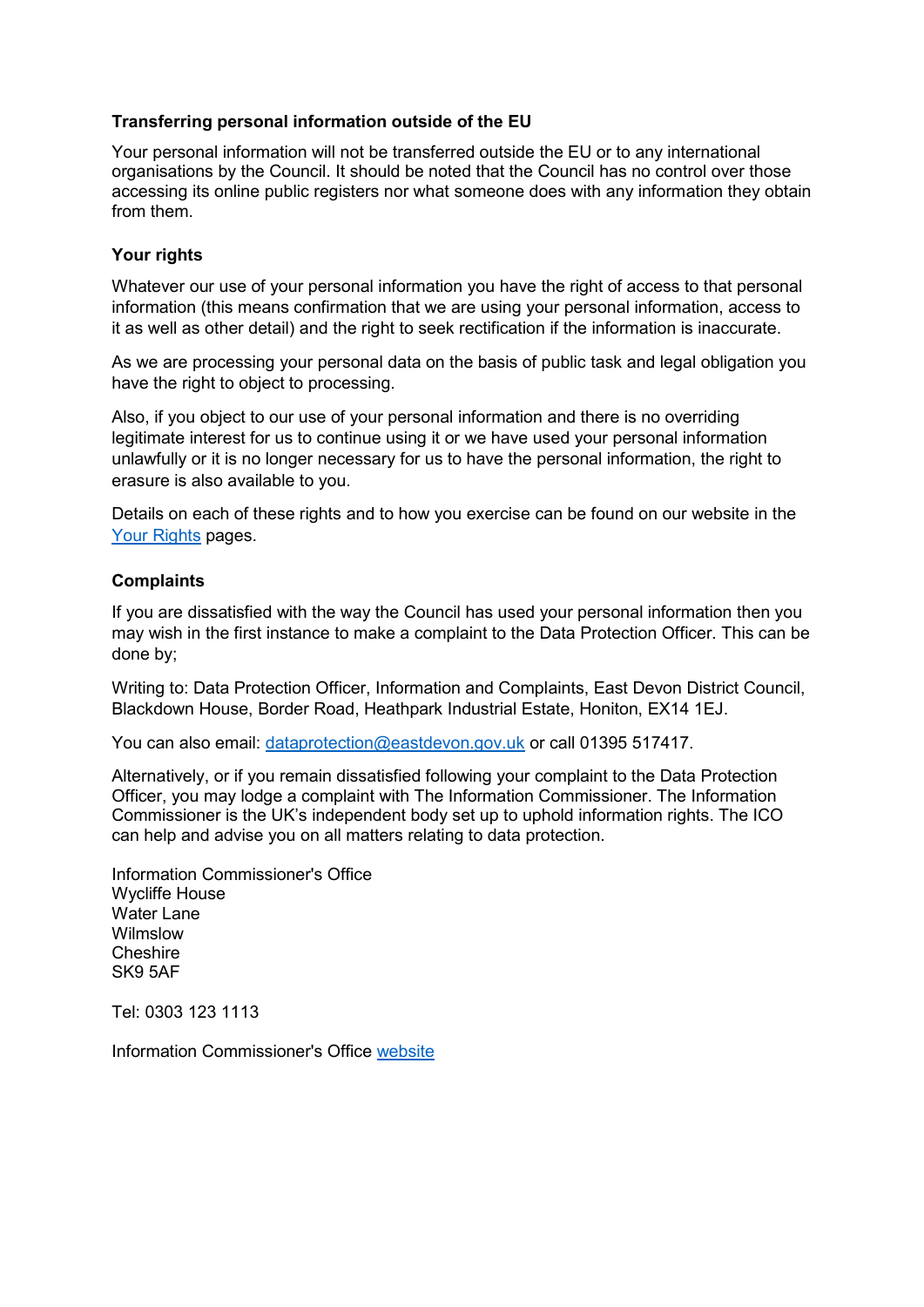**Transferring personal information outside of the EU**

Your personal information will not be transferred outside the EU or to any international organisations by the Council. It should be noted that the Council has no control over those accessing its online public registers nor what someone does with any information they obtain from them.

**Your rights**

Whatever our use of your personal information you have the right of access to that personal information (this means confirmation that we are using your personal information, access to it as well as other detail) and the right to seek rectification if the information is inaccurate.

As we are processing your personal data on the basis of public task and legal obligation you have the right to object to processing.

Also, if you object to our use of your personal information and there is no overriding legitimate interest for us to continue using it or we have used your personal information unlawfully or it is no longer necessary for us to have the personal information, the right to erasure is also available to you.

Details on each of these rights and to how you exercise can be found on our website in the Your Rights pages.

**Complaints**

If you are dissatisfied with the way the Council has used your personal information then you may wish in the first instance to make a complaint to the Data Protection Officer. This can be done by;

Writing to: Data Protection Officer, Information and Complaints, East Devon District Council, Blackdown House, Border Road, Heathpark Industrial Estate, Honiton, EX14 1EJ.

You can also email: dataprotection@eastdevon.gov.uk or call 01395 517417.

Alternatively, or if you remain dissatisfied following your complaint to the Data Protection Officer, you may lodge a complaint with The Information Commissioner. The Information Commissioner is the UK's independent body set up to uphold information rights. The ICO can help and advise you on all matters relating to data protection.

Information Commissioner's Office
Wycliffe House
Water Lane
Wilmslow
Cheshire
SK9 5AF

Tel: 0303 123 1113

Information Commissioner's Office website